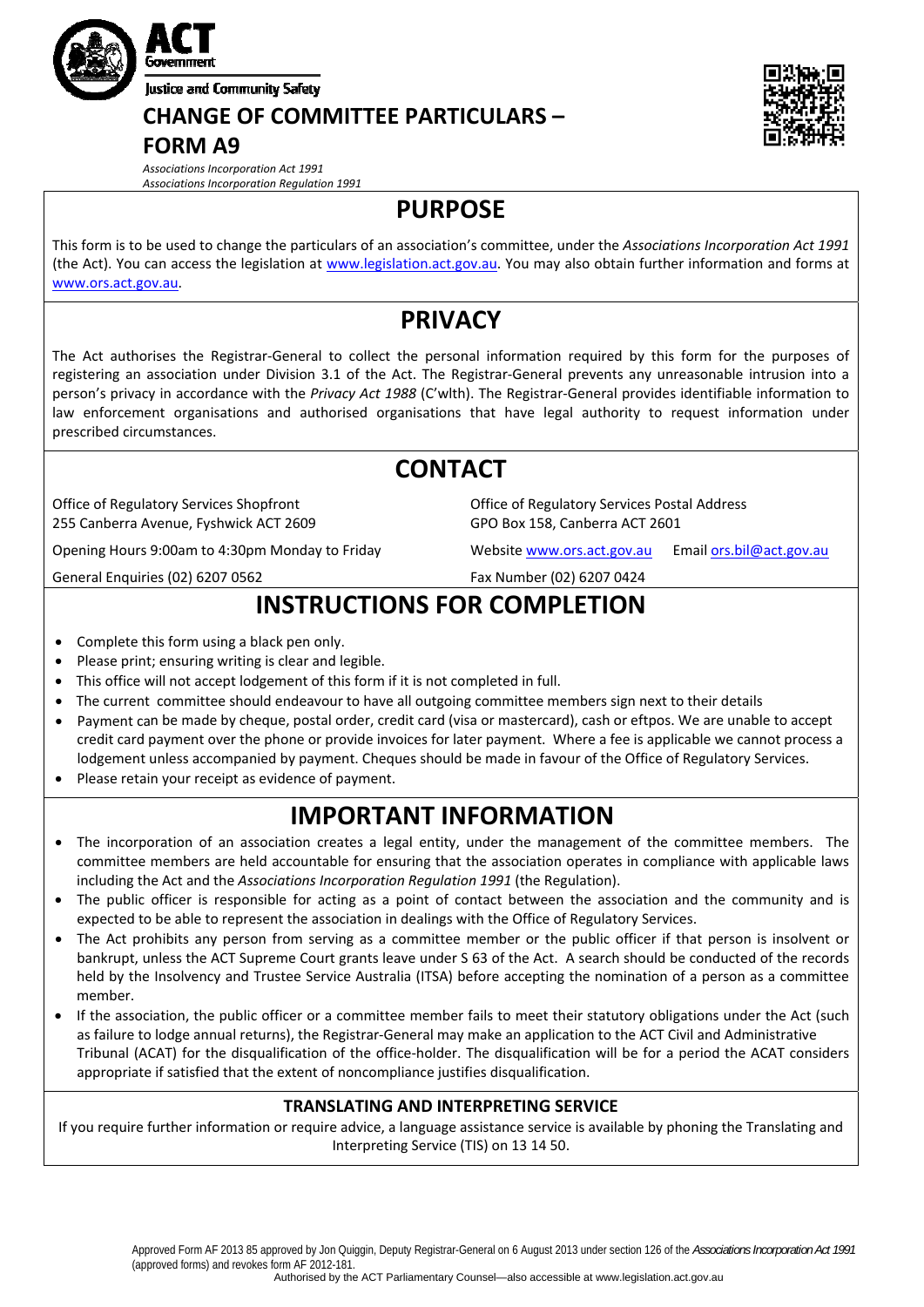ACT Government

Justice and Community Safety

# CHANGE OF COMMITTEE PARTICULARS – FORM A9

*Associations Incorporation Act 1991*
*Associations Incorporation Regulation 1991*

## PURPOSE

This form is to be used to change the particulars of an association's committee, under the *Associations Incorporation Act 1991* (the Act). You can access the legislation at www.legislation.act.gov.au. You may also obtain further information and forms at www.ors.act.gov.au.

## PRIVACY

The Act authorises the Registrar-General to collect the personal information required by this form for the purposes of registering an association under Division 3.1 of the Act. The Registrar-General prevents any unreasonable intrusion into a person's privacy in accordance with the *Privacy Act 1988* (C'wlth). The Registrar-General provides identifiable information to law enforcement organisations and authorised organisations that have legal authority to request information under prescribed circumstances.

## CONTACT

Office of Regulatory Services Shopfront
255 Canberra Avenue, Fyshwick ACT 2609

Opening Hours 9:00am to 4:30pm Monday to Friday

General Enquiries (02) 6207 0562

Office of Regulatory Services Postal Address
GPO Box 158, Canberra ACT 2601

Website www.ors.act.gov.au Email ors.bil@act.gov.au

Fax Number (02) 6207 0424

## INSTRUCTIONS FOR COMPLETION

- Complete this form using a black pen only.
- Please print; ensuring writing is clear and legible.
- This office will not accept lodgement of this form if it is not completed in full.
- The current committee should endeavour to have all outgoing committee members sign next to their details
- Payment can be made by cheque, postal order, credit card (visa or mastercard), cash or eftpos. We are unable to accept credit card payment over the phone or provide invoices for later payment. Where a fee is applicable we cannot process a lodgement unless accompanied by payment. Cheques should be made in favour of the Office of Regulatory Services.
- Please retain your receipt as evidence of payment.

## IMPORTANT INFORMATION

- The incorporation of an association creates a legal entity, under the management of the committee members. The committee members are held accountable for ensuring that the association operates in compliance with applicable laws including the Act and the *Associations Incorporation Regulation 1991* (the Regulation).
- The public officer is responsible for acting as a point of contact between the association and the community and is expected to be able to represent the association in dealings with the Office of Regulatory Services.
- The Act prohibits any person from serving as a committee member or the public officer if that person is insolvent or bankrupt, unless the ACT Supreme Court grants leave under S 63 of the Act. A search should be conducted of the records held by the Insolvency and Trustee Service Australia (ITSA) before accepting the nomination of a person as a committee member.
- If the association, the public officer or a committee member fails to meet their statutory obligations under the Act (such as failure to lodge annual returns), the Registrar-General may make an application to the ACT Civil and Administrative Tribunal (ACAT) for the disqualification of the office-holder. The disqualification will be for a period the ACAT considers appropriate if satisfied that the extent of noncompliance justifies disqualification.

### TRANSLATING AND INTERPRETING SERVICE

If you require further information or require advice, a language assistance service is available by phoning the Translating and Interpreting Service (TIS) on 13 14 50.

Approved Form AF 2013 85 approved by Jon Quiggin, Deputy Registrar-General on 6 August 2013 under section 126 of the *Associations Incorporation Act 1991* (approved forms) and revokes form AF 2012-181.
Authorised by the ACT Parliamentary Counsel—also accessible at www.legislation.act.gov.au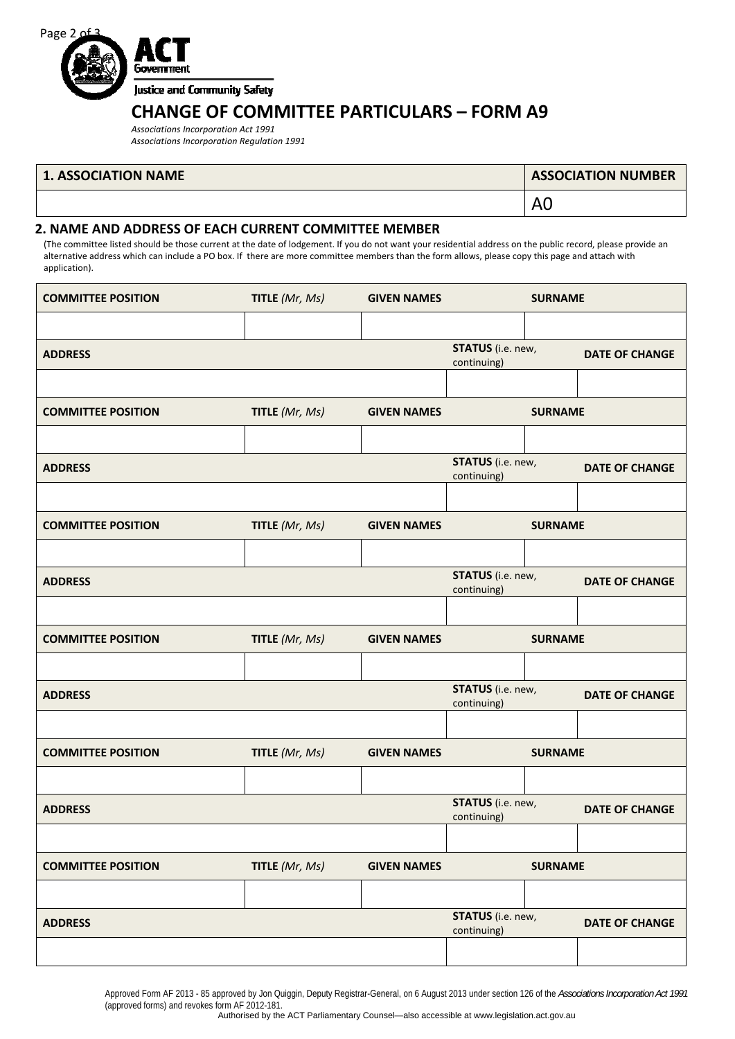Justice and Community Safety

# CHANGE OF COMMITTEE PARTICULARS – FORM A9

*Associations Incorporation Act 1991*
*Associations Incorporation Regulation 1991*

| 1. ASSOCIATION NAME | ASSOCIATION NUMBER |
|---|---|
| | A0 |

## 2. NAME AND ADDRESS OF EACH CURRENT COMMITTEE MEMBER

(The committee listed should be those current at the date of lodgement. If you do not want your residential address on the public record, please provide an alternative address which can include a PO box. If there are more committee members than the form allows, please copy this page and attach with application).

| COMMITTEE POSITION | TITLE *(Mr, Ms)* | GIVEN NAMES | SURNAME |
|---|---|---|---|
| | | | |

| ADDRESS | STATUS (i.e. new, continuing) | DATE OF CHANGE |
|---|---|---|
| | | |

| COMMITTEE POSITION | TITLE *(Mr, Ms)* | GIVEN NAMES | SURNAME |
|---|---|---|---|
| | | | |

| ADDRESS | STATUS (i.e. new, continuing) | DATE OF CHANGE |
|---|---|---|
| | | |

| COMMITTEE POSITION | TITLE *(Mr, Ms)* | GIVEN NAMES | SURNAME |
|---|---|---|---|
| | | | |

| ADDRESS | STATUS (i.e. new, continuing) | DATE OF CHANGE |
|---|---|---|
| | | |

| COMMITTEE POSITION | TITLE *(Mr, Ms)* | GIVEN NAMES | SURNAME |
|---|---|---|---|
| | | | |

| ADDRESS | STATUS (i.e. new, continuing) | DATE OF CHANGE |
|---|---|---|
| | | |

| COMMITTEE POSITION | TITLE *(Mr, Ms)* | GIVEN NAMES | SURNAME |
|---|---|---|---|
| | | | |

| ADDRESS | STATUS (i.e. new, continuing) | DATE OF CHANGE |
|---|---|---|
| | | |

| COMMITTEE POSITION | TITLE *(Mr, Ms)* | GIVEN NAMES | SURNAME |
|---|---|---|---|
| | | | |

| ADDRESS | STATUS (i.e. new, continuing) | DATE OF CHANGE |
|---|---|---|
| | | |

Approved Form AF 2013 - 85 approved by Jon Quiggin, Deputy Registrar-General, on 6 August 2013 under section 126 of the *Associations Incorporation Act 1991* (approved forms) and revokes form AF 2012-181.
Authorised by the ACT Parliamentary Counsel—also accessible at www.legislation.act.gov.au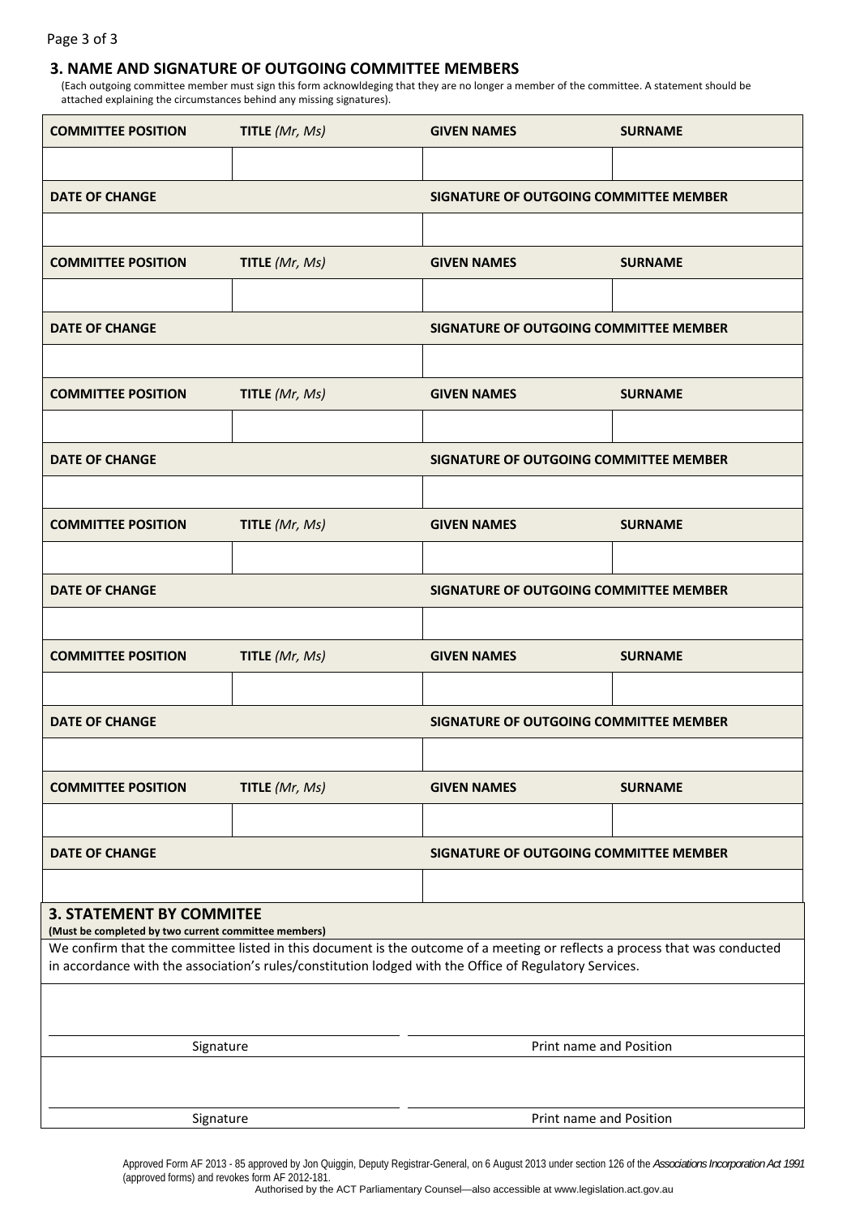## 3. NAME AND SIGNATURE OF OUTGOING COMMITTEE MEMBERS

(Each outgoing committee member must sign this form acknowldeging that they are no longer a member of the committee. A statement should be attached explaining the circumstances behind any missing signatures).

| COMMITTEE POSITION | TITLE *(Mr, Ms)* | GIVEN NAMES | SURNAME |
|---|---|---|---|
| | | | |
| **DATE OF CHANGE** | | **SIGNATURE OF OUTGOING COMMITTEE MEMBER** | |
| | | | |
| **COMMITTEE POSITION** | **TITLE** *(Mr, Ms)* | **GIVEN NAMES** | **SURNAME** |
| | | | |
| **DATE OF CHANGE** | | **SIGNATURE OF OUTGOING COMMITTEE MEMBER** | |
| | | | |
| **COMMITTEE POSITION** | **TITLE** *(Mr, Ms)* | **GIVEN NAMES** | **SURNAME** |
| | | | |
| **DATE OF CHANGE** | | **SIGNATURE OF OUTGOING COMMITTEE MEMBER** | |
| | | | |
| **COMMITTEE POSITION** | **TITLE** *(Mr, Ms)* | **GIVEN NAMES** | **SURNAME** |
| | | | |
| **DATE OF CHANGE** | | **SIGNATURE OF OUTGOING COMMITTEE MEMBER** | |
| | | | |
| **COMMITTEE POSITION** | **TITLE** *(Mr, Ms)* | **GIVEN NAMES** | **SURNAME** |
| | | | |
| **DATE OF CHANGE** | | **SIGNATURE OF OUTGOING COMMITTEE MEMBER** | |
| | | | |
| **COMMITTEE POSITION** | **TITLE** *(Mr, Ms)* | **GIVEN NAMES** | **SURNAME** |
| | | | |
| **DATE OF CHANGE** | | **SIGNATURE OF OUTGOING COMMITTEE MEMBER** | |
| | | | |

## 3. STATEMENT BY COMMITEE

**(Must be completed by two current committee members)**

We confirm that the committee listed in this document is the outcome of a meeting or reflects a process that was conducted in accordance with the association's rules/constitution lodged with the Office of Regulatory Services.

| | |
|---|---|
| Signature | Print name and Position |
| Signature | Print name and Position |

Approved Form AF 2013 - 85 approved by Jon Quiggin, Deputy Registrar-General, on 6 August 2013 under section 126 of the *Associations Incorporation Act 1991* (approved forms) and revokes form AF 2012-181.

Authorised by the ACT Parliamentary Counsel—also accessible at www.legislation.act.gov.au